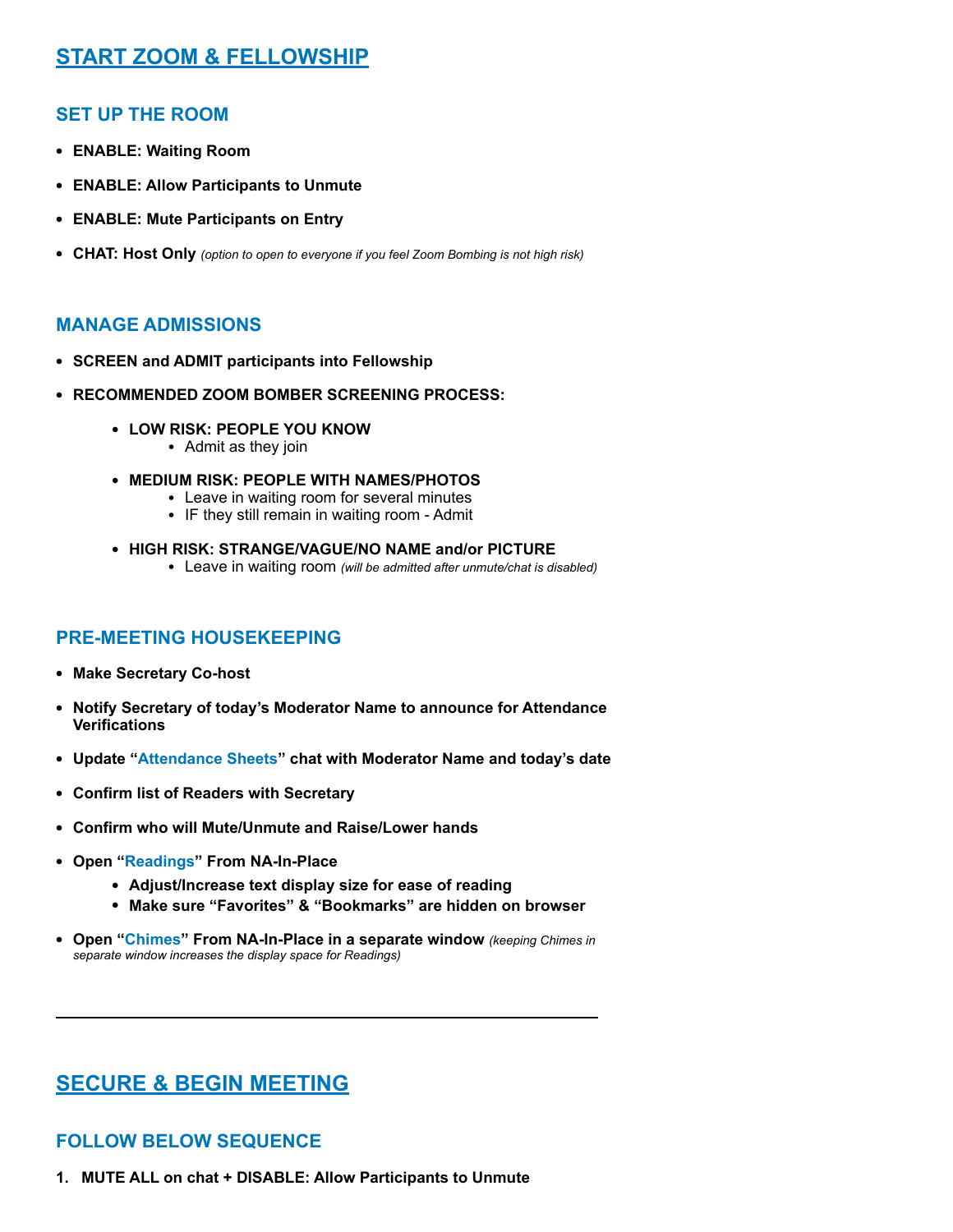## START ZOOM & FELLOWSHIP

### SET UP THE ROOM

- **ENABLE: Waiting Room**
- **ENABLE: Allow Participants to Unmute**
- **ENABLE: Mute Participants on Entry**
- **CHAT: Host Only** *(option to open to everyone if you feel Zoom Bombing is not high risk)*

### MANAGE ADMISSIONS

- **SCREEN and ADMIT participants into Fellowship**
- **RECOMMENDED ZOOM BOMBER SCREENING PROCESS:**
  - **LOW RISK: PEOPLE YOU KNOW**
    - Admit as they join
  - **MEDIUM RISK: PEOPLE WITH NAMES/PHOTOS**
    - Leave in waiting room for several minutes
    - IF they still remain in waiting room - Admit
  - **HIGH RISK: STRANGE/VAGUE/NO NAME and/or PICTURE**
    - Leave in waiting room *(will be admitted after unmute/chat is disabled)*

### PRE-MEETING HOUSEKEEPING

- **Make Secretary Co-host**
- **Notify Secretary of today's Moderator Name to announce for Attendance Verifications**
- **Update "Attendance Sheets" chat with Moderator Name and today's date**
- **Confirm list of Readers with Secretary**
- **Confirm who will Mute/Unmute and Raise/Lower hands**
- **Open "Readings" From NA-In-Place**
  - **Adjust/Increase text display size for ease of reading**
  - **Make sure "Favorites" & "Bookmarks" are hidden on browser**
- **Open "Chimes" From NA-In-Place in a separate window** *(keeping Chimes in separate window increases the display space for Readings)*

---

## SECURE & BEGIN MEETING

### FOLLOW BELOW SEQUENCE

1. **MUTE ALL on chat + DISABLE: Allow Participants to Unmute**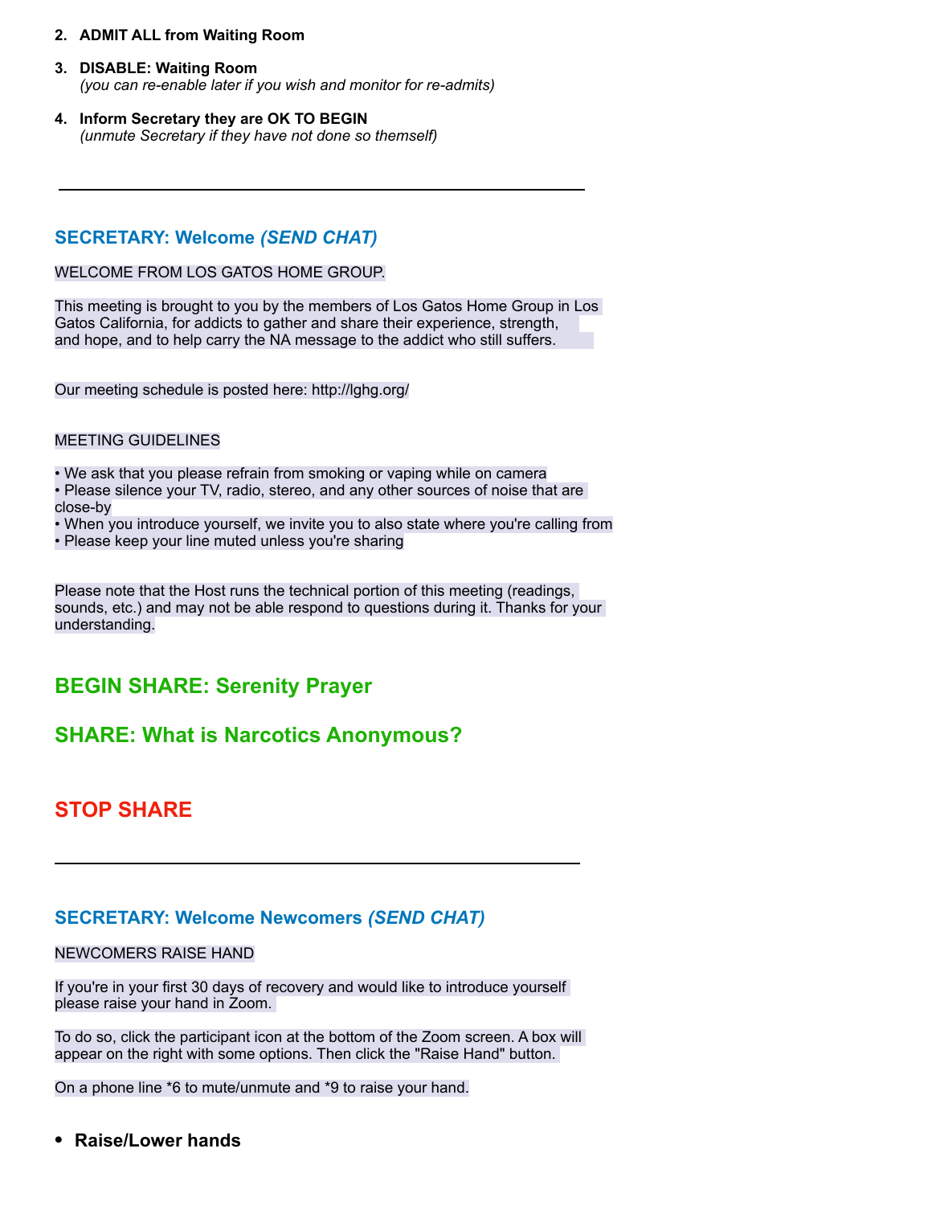2. **ADMIT ALL from Waiting Room**

3. **DISABLE: Waiting Room**
   *(you can re-enable later if you wish and monitor for re-admits)*

4. **Inform Secretary they are OK TO BEGIN**
   *(unmute Secretary if they have not done so themself)*

---

### SECRETARY: Welcome *(SEND CHAT)*

WELCOME FROM LOS GATOS HOME GROUP.

This meeting is brought to you by the members of Los Gatos Home Group in Los Gatos California, for addicts to gather and share their experience, strength, and hope, and to help carry the NA message to the addict who still suffers.

Our meeting schedule is posted here: http://lghg.org/

MEETING GUIDELINES

• We ask that you please refrain from smoking or vaping while on camera
• Please silence your TV, radio, stereo, and any other sources of noise that are close-by
• When you introduce yourself, we invite you to also state where you're calling from
• Please keep your line muted unless you're sharing

Please note that the Host runs the technical portion of this meeting (readings, sounds, etc.) and may not be able respond to questions during it. Thanks for your understanding.

## BEGIN SHARE: Serenity Prayer

## SHARE: What is Narcotics Anonymous?

## STOP SHARE

---

### SECRETARY: Welcome Newcomers *(SEND CHAT)*

NEWCOMERS RAISE HAND

If you're in your first 30 days of recovery and would like to introduce yourself please raise your hand in Zoom.

To do so, click the participant icon at the bottom of the Zoom screen. A box will appear on the right with some options. Then click the "Raise Hand" button.

On a phone line *6 to mute/unmute and *9 to raise your hand.

- **Raise/Lower hands**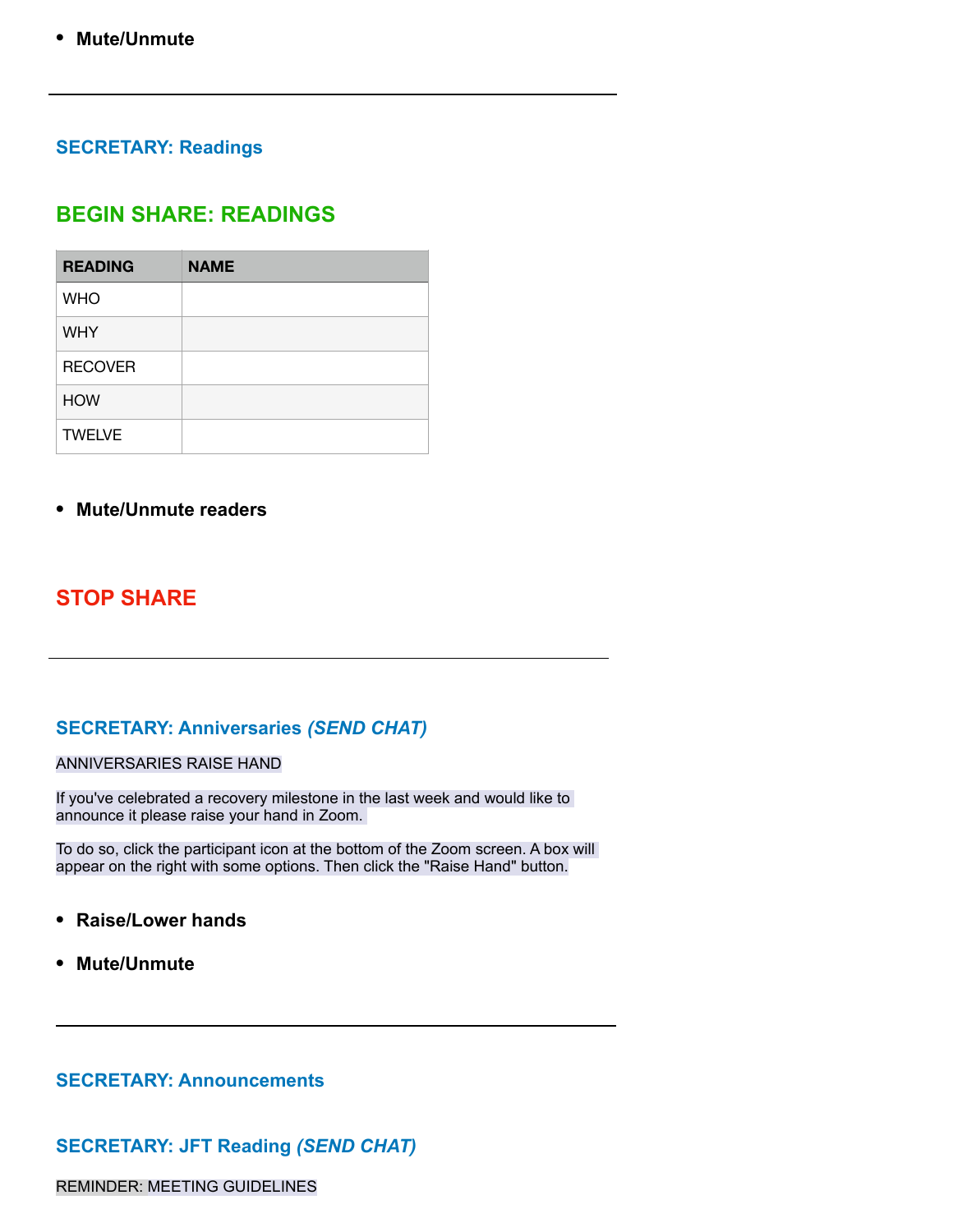- **Mute/Unmute**

---

### SECRETARY: Readings

## BEGIN SHARE: READINGS

| READING | NAME |
| --- | --- |
| WHO | |
| WHY | |
| RECOVER | |
| HOW | |
| TWELVE | |

- **Mute/Unmute readers**

## STOP SHARE

---

### SECRETARY: Anniversaries *(SEND CHAT)*

ANNIVERSARIES RAISE HAND

If you've celebrated a recovery milestone in the last week and would like to announce it please raise your hand in Zoom.

To do so, click the participant icon at the bottom of the Zoom screen. A box will appear on the right with some options. Then click the "Raise Hand" button.

- **Raise/Lower hands**
- **Mute/Unmute**

---

### SECRETARY: Announcements

### SECRETARY: JFT Reading *(SEND CHAT)*

REMINDER: MEETING GUIDELINES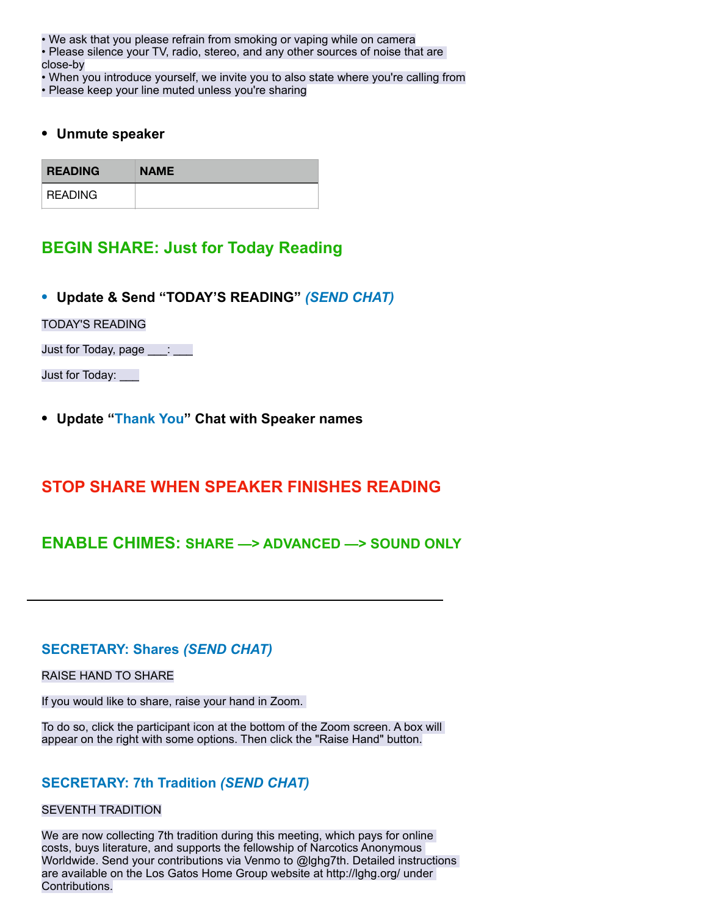• We ask that you please refrain from smoking or vaping while on camera
• Please silence your TV, radio, stereo, and any other sources of noise that are close-by
• When you introduce yourself, we invite you to also state where you're calling from
• Please keep your line muted unless you're sharing

- **Unmute speaker**

| READING | NAME |
| --- | --- |
| READING | |

## BEGIN SHARE: Just for Today Reading

- **Update & Send "TODAY'S READING"** ***(SEND CHAT)***

TODAY'S READING

Just for Today, page ___: ___

Just for Today: ___

- **Update "Thank You" Chat with Speaker names**

## STOP SHARE WHEN SPEAKER FINISHES READING

## ENABLE CHIMES: SHARE —> ADVANCED —> SOUND ONLY

---

### SECRETARY: Shares *(SEND CHAT)*

RAISE HAND TO SHARE

If you would like to share, raise your hand in Zoom.

To do so, click the participant icon at the bottom of the Zoom screen. A box will appear on the right with some options. Then click the "Raise Hand" button.

### SECRETARY: 7th Tradition *(SEND CHAT)*

SEVENTH TRADITION

We are now collecting 7th tradition during this meeting, which pays for online costs, buys literature, and supports the fellowship of Narcotics Anonymous Worldwide. Send your contributions via Venmo to @lghg7th. Detailed instructions are available on the Los Gatos Home Group website at http://lghg.org/ under Contributions.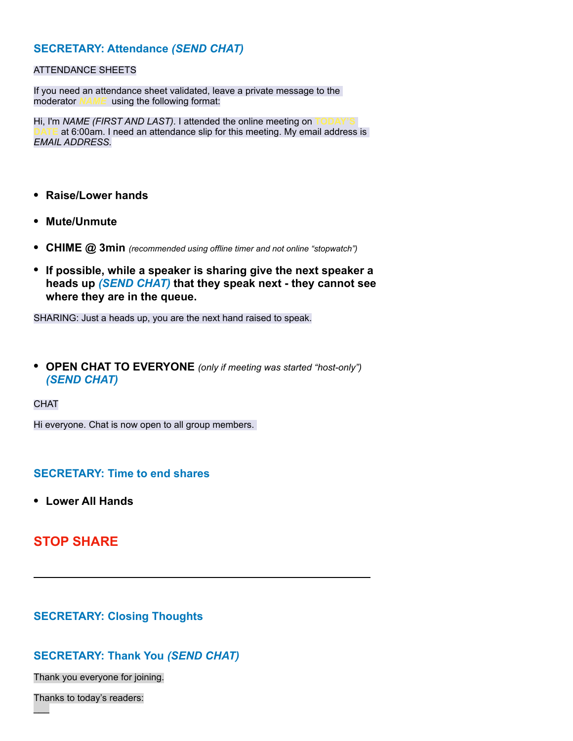### SECRETARY: Attendance *(SEND CHAT)*

ATTENDANCE SHEETS

If you need an attendance sheet validated, leave a private message to the moderator NAME using the following format:

Hi, I'm *NAME (FIRST AND LAST)*. I attended the online meeting on TODAY'S DATE at 6:00am. I need an attendance slip for this meeting. My email address is *EMAIL ADDRESS*.

- **Raise/Lower hands**
- **Mute/Unmute**
- **CHIME @ 3min** *(recommended using offline timer and not online "stopwatch")*
- **If possible, while a speaker is sharing give the next speaker a heads up *(SEND CHAT)* that they speak next - they cannot see where they are in the queue.**

SHARING: Just a heads up, you are the next hand raised to speak.

- **OPEN CHAT TO EVERYONE** *(only if meeting was started "host-only")* ***(SEND CHAT)***

CHAT

Hi everyone. Chat is now open to all group members.

### SECRETARY: Time to end shares

- **Lower All Hands**

## STOP SHARE

---

### SECRETARY: Closing Thoughts

### SECRETARY: Thank You *(SEND CHAT)*

Thank you everyone for joining.

Thanks to today's readers:

___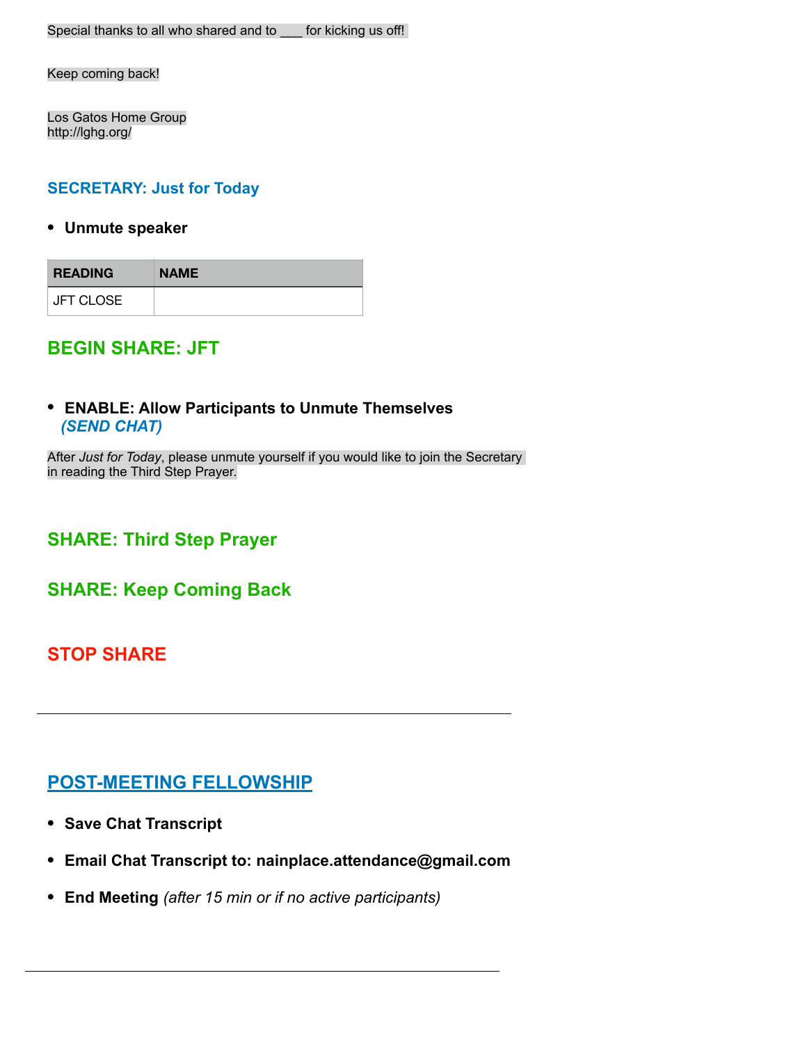Special thanks to all who shared and to ___ for kicking us off!

Keep coming back!

Los Gatos Home Group
http://lghg.org/

## SECRETARY: Just for Today

- **Unmute speaker**

| READING | NAME |
| --- | --- |
| JFT CLOSE | |

## BEGIN SHARE: JFT

- **ENABLE: Allow Participants to Unmute Themselves**
  ***(SEND CHAT)***

After *Just for Today*, please unmute yourself if you would like to join the Secretary in reading the Third Step Prayer.

## SHARE: Third Step Prayer

## SHARE: Keep Coming Back

## STOP SHARE

---

## POST-MEETING FELLOWSHIP

- **Save Chat Transcript**
- **Email Chat Transcript to: nainplace.attendance@gmail.com**
- **End Meeting** *(after 15 min or if no active participants)*

---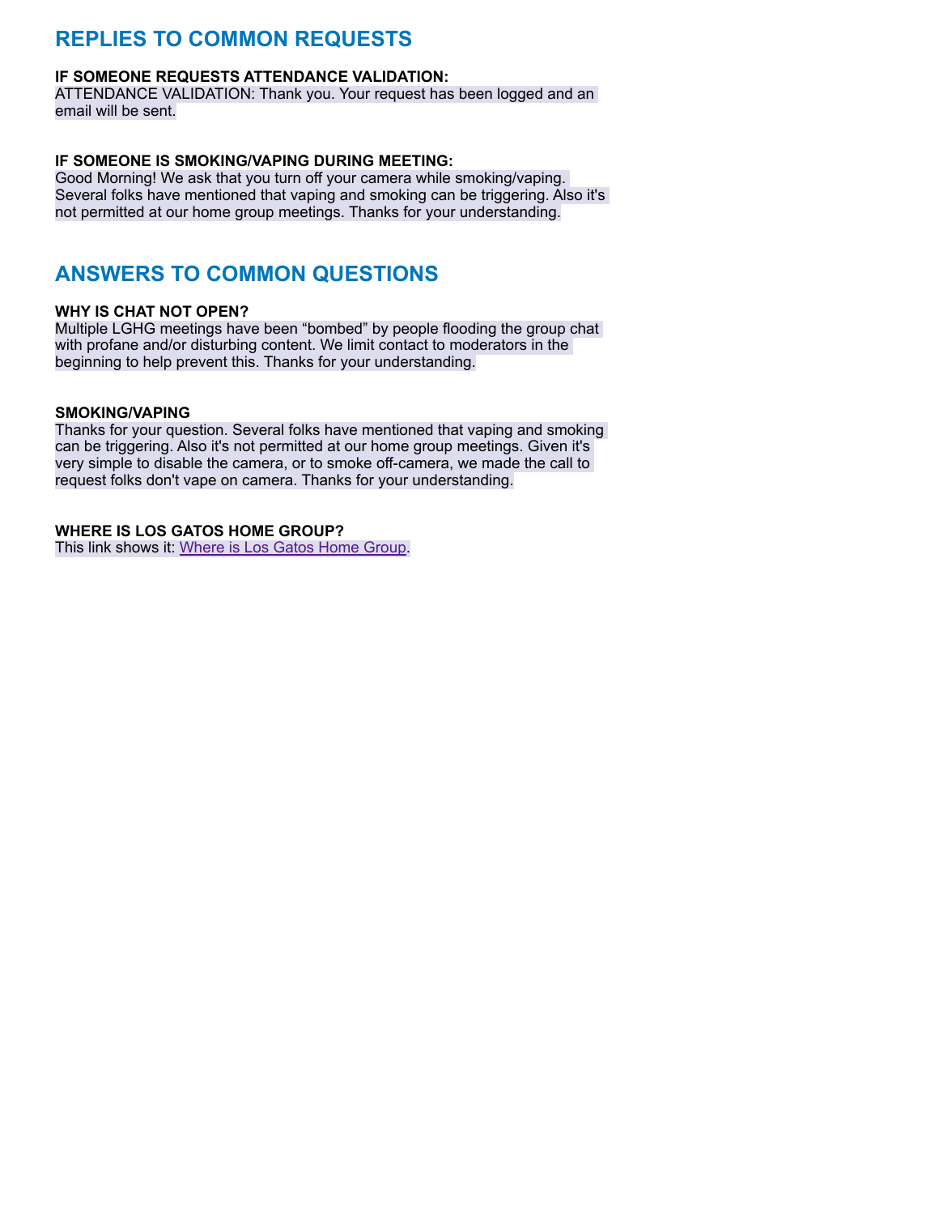## REPLIES TO COMMON REQUESTS

**IF SOMEONE REQUESTS ATTENDANCE VALIDATION:**

ATTENDANCE VALIDATION: Thank you. Your request has been logged and an email will be sent.

**IF SOMEONE IS SMOKING/VAPING DURING MEETING:**

Good Morning! We ask that you turn off your camera while smoking/vaping. Several folks have mentioned that vaping and smoking can be triggering. Also it's not permitted at our home group meetings. Thanks for your understanding.

## ANSWERS TO COMMON QUESTIONS

**WHY IS CHAT NOT OPEN?**

Multiple LGHG meetings have been "bombed" by people flooding the group chat with profane and/or disturbing content. We limit contact to moderators in the beginning to help prevent this. Thanks for your understanding.

**SMOKING/VAPING**

Thanks for your question. Several folks have mentioned that vaping and smoking can be triggering. Also it's not permitted at our home group meetings. Given it's very simple to disable the camera, or to smoke off-camera, we made the call to request folks don't vape on camera. Thanks for your understanding.

**WHERE IS LOS GATOS HOME GROUP?**

This link shows it: Where is Los Gatos Home Group.